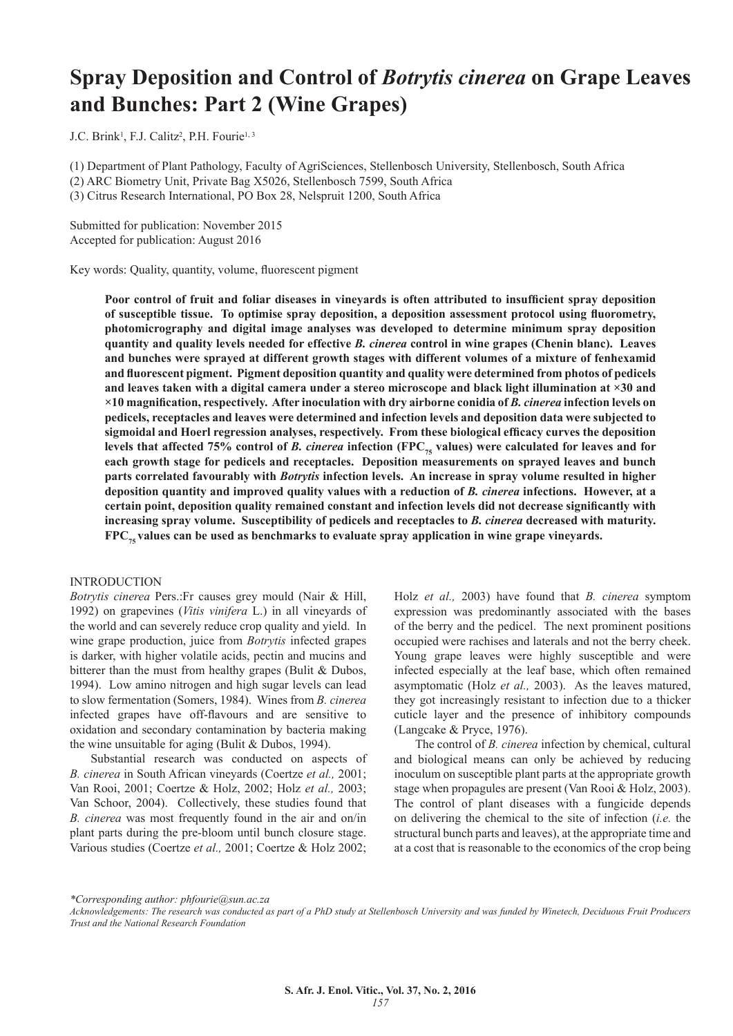# Spray Deposition and Control of *Botrytis cinerea* on Grape Leaves and Bunches: Part 2 (Wine Grapes)

J.C. Brink[1], F.J. Calitz[2], P.H. Fourie[1, 3]

(1) Department of Plant Pathology, Faculty of AgriSciences, Stellenbosch University, Stellenbosch, South Africa
(2) ARC Biometry Unit, Private Bag X5026, Stellenbosch 7599, South Africa
(3) Citrus Research International, PO Box 28, Nelspruit 1200, South Africa

Submitted for publication: November 2015
Accepted for publication: August 2016

Key words: Quality, quantity, volume, fluorescent pigment

**Poor control of fruit and foliar diseases in vineyards is often attributed to insufficient spray deposition of susceptible tissue. To optimise spray deposition, a deposition assessment protocol using fluorometry, photomicrography and digital image analyses was developed to determine minimum spray deposition quantity and quality levels needed for effective *B. cinerea* control in wine grapes (Chenin blanc). Leaves and bunches were sprayed at different growth stages with different volumes of a mixture of fenhexamid and fluorescent pigment. Pigment deposition quantity and quality were determined from photos of pedicels and leaves taken with a digital camera under a stereo microscope and black light illumination at ×30 and ×10 magnification, respectively. After inoculation with dry airborne conidia of *B. cinerea* infection levels on pedicels, receptacles and leaves were determined and infection levels and deposition data were subjected to sigmoidal and Hoerl regression analyses, respectively. From these biological efficacy curves the deposition levels that affected 75% control of *B. cinerea* infection ($FPC_{75}$ values) were calculated for leaves and for each growth stage for pedicels and receptacles. Deposition measurements on sprayed leaves and bunch parts correlated favourably with *Botrytis* infection levels. An increase in spray volume resulted in higher deposition quantity and improved quality values with a reduction of *B. cinerea* infections. However, at a certain point, deposition quality remained constant and infection levels did not decrease significantly with increasing spray volume. Susceptibility of pedicels and receptacles to *B. cinerea* decreased with maturity. $FPC_{75}$ values can be used as benchmarks to evaluate spray application in wine grape vineyards.**

## INTRODUCTION

*Botrytis cinerea* Pers.:Fr causes grey mould (Nair & Hill, 1992) on grapevines (*Vitis vinifera* L.) in all vineyards of the world and can severely reduce crop quality and yield. In wine grape production, juice from *Botrytis* infected grapes is darker, with higher volatile acids, pectin and mucins and bitterer than the must from healthy grapes (Bulit & Dubos, 1994). Low amino nitrogen and high sugar levels can lead to slow fermentation (Somers, 1984). Wines from *B. cinerea* infected grapes have off-flavours and are sensitive to oxidation and secondary contamination by bacteria making the wine unsuitable for aging (Bulit & Dubos, 1994).

Substantial research was conducted on aspects of *B. cinerea* in South African vineyards (Coertze *et al.,* 2001; Van Rooi, 2001; Coertze & Holz, 2002; Holz *et al.,* 2003; Van Schoor, 2004). Collectively, these studies found that *B. cinerea* was most frequently found in the air and on/in plant parts during the pre-bloom until bunch closure stage. Various studies (Coertze *et al.,* 2001; Coertze & Holz 2002; Holz *et al.,* 2003) have found that *B. cinerea* symptom expression was predominantly associated with the bases of the berry and the pedicel. The next prominent positions occupied were rachises and laterals and not the berry cheek. Young grape leaves were highly susceptible and were infected especially at the leaf base, which often remained asymptomatic (Holz *et al.,* 2003). As the leaves matured, they got increasingly resistant to infection due to a thicker cuticle layer and the presence of inhibitory compounds (Langcake & Pryce, 1976).

The control of *B. cinerea* infection by chemical, cultural and biological means can only be achieved by reducing inoculum on susceptible plant parts at the appropriate growth stage when propagules are present (Van Rooi & Holz, 2003). The control of plant diseases with a fungicide depends on delivering the chemical to the site of infection (*i.e.* the structural bunch parts and leaves), at the appropriate time and at a cost that is reasonable to the economics of the crop being

*\*Corresponding author: phfourie@sun.ac.za*

*Acknowledgements: The research was conducted as part of a PhD study at Stellenbosch University and was funded by Winetech, Deciduous Fruit Producers Trust and the National Research Foundation*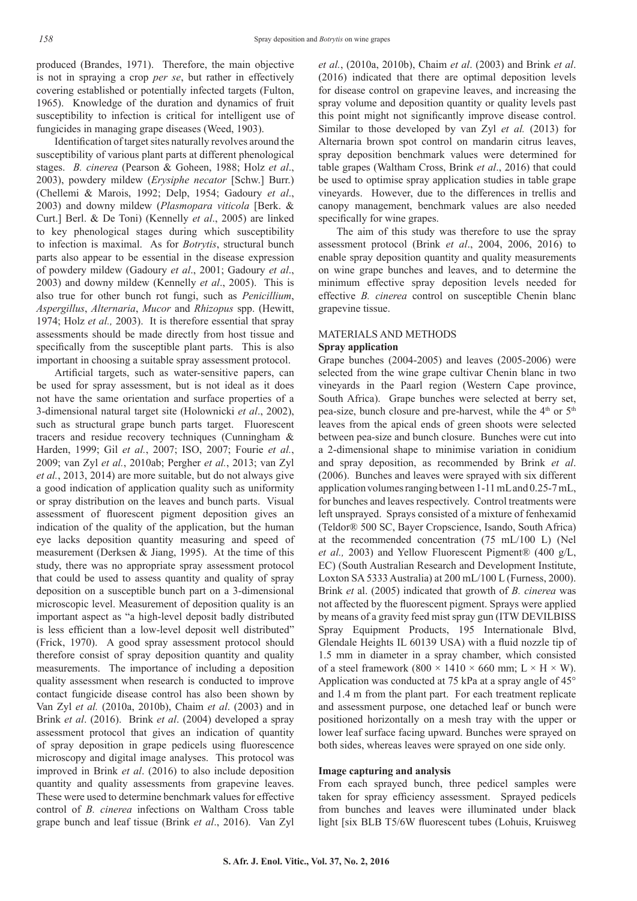produced (Brandes, 1971). Therefore, the main objective is not in spraying a crop *per se*, but rather in effectively covering established or potentially infected targets (Fulton, 1965). Knowledge of the duration and dynamics of fruit susceptibility to infection is critical for intelligent use of fungicides in managing grape diseases (Weed, 1903).

Identification of target sites naturally revolves around the susceptibility of various plant parts at different phenological stages. *B. cinerea* (Pearson & Goheen, 1988; Holz *et al*., 2003), powdery mildew (*Erysiphe necator* [Schw.] Burr.) (Chellemi & Marois, 1992; Delp, 1954; Gadoury *et al*., 2003) and downy mildew (*Plasmopara viticola* [Berk. & Curt.] Berl. & De Toni) (Kennelly *et al*., 2005) are linked to key phenological stages during which susceptibility to infection is maximal. As for *Botrytis*, structural bunch parts also appear to be essential in the disease expression of powdery mildew (Gadoury *et al*., 2001; Gadoury *et al*., 2003) and downy mildew (Kennelly *et al*., 2005). This is also true for other bunch rot fungi, such as *Penicillium*, *Aspergillus*, *Alternaria*, *Mucor* and *Rhizopus* spp. (Hewitt, 1974; Holz *et al.,* 2003). It is therefore essential that spray assessments should be made directly from host tissue and specifically from the susceptible plant parts. This is also important in choosing a suitable spray assessment protocol.

Artificial targets, such as water-sensitive papers, can be used for spray assessment, but is not ideal as it does not have the same orientation and surface properties of a 3-dimensional natural target site (Holownicki *et al*., 2002), such as structural grape bunch parts target. Fluorescent tracers and residue recovery techniques (Cunningham & Harden, 1999; Gil *et al.*, 2007; ISO, 2007; Fourie *et al.*, 2009; van Zyl *et al.*, 2010ab; Pergher *et al.*, 2013; van Zyl *et al.*, 2013, 2014) are more suitable, but do not always give a good indication of application quality such as uniformity or spray distribution on the leaves and bunch parts. Visual assessment of fluorescent pigment deposition gives an indication of the quality of the application, but the human eye lacks deposition quantity measuring and speed of measurement (Derksen & Jiang, 1995). At the time of this study, there was no appropriate spray assessment protocol that could be used to assess quantity and quality of spray deposition on a susceptible bunch part on a 3-dimensional microscopic level. Measurement of deposition quality is an important aspect as "a high-level deposit badly distributed is less efficient than a low-level deposit well distributed" (Frick, 1970). A good spray assessment protocol should therefore consist of spray deposition quantity and quality measurements. The importance of including a deposition quality assessment when research is conducted to improve contact fungicide disease control has also been shown by Van Zyl *et al.* (2010a, 2010b), Chaim *et al*. (2003) and in Brink *et al*. (2016). Brink *et al*. (2004) developed a spray assessment protocol that gives an indication of quantity of spray deposition in grape pedicels using fluorescence microscopy and digital image analyses. This protocol was improved in Brink *et al*. (2016) to also include deposition quantity and quality assessments from grapevine leaves. These were used to determine benchmark values for effective control of *B. cinerea* infections on Waltham Cross table grape bunch and leaf tissue (Brink *et al*., 2016). Van Zyl *et al.*, (2010a, 2010b), Chaim *et al*. (2003) and Brink *et al*. (2016) indicated that there are optimal deposition levels for disease control on grapevine leaves, and increasing the spray volume and deposition quantity or quality levels past this point might not significantly improve disease control. Similar to those developed by van Zyl *et al.* (2013) for Alternaria brown spot control on mandarin citrus leaves, spray deposition benchmark values were determined for table grapes (Waltham Cross, Brink *et al*., 2016) that could be used to optimise spray application studies in table grape vineyards. However, due to the differences in trellis and canopy management, benchmark values are also needed specifically for wine grapes.

The aim of this study was therefore to use the spray assessment protocol (Brink *et al*., 2004, 2006, 2016) to enable spray deposition quantity and quality measurements on wine grape bunches and leaves, and to determine the minimum effective spray deposition levels needed for effective *B. cinerea* control on susceptible Chenin blanc grapevine tissue.

## MATERIALS AND METHODS

### Spray application

Grape bunches (2004-2005) and leaves (2005-2006) were selected from the wine grape cultivar Chenin blanc in two vineyards in the Paarl region (Western Cape province, South Africa). Grape bunches were selected at berry set, pea-size, bunch closure and pre-harvest, while the 4th or 5th leaves from the apical ends of green shoots were selected between pea-size and bunch closure. Bunches were cut into a 2-dimensional shape to minimise variation in conidium and spray deposition, as recommended by Brink *et al*. (2006). Bunches and leaves were sprayed with six different application volumes ranging between 1-11 mL and 0.25-7 mL, for bunches and leaves respectively. Control treatments were left unsprayed. Sprays consisted of a mixture of fenhexamid (Teldor® 500 SC, Bayer Cropscience, Isando, South Africa) at the recommended concentration (75 mL/100 L) (Nel *et al.,* 2003) and Yellow Fluorescent Pigment® (400 g/L, EC) (South Australian Research and Development Institute, Loxton SA 5333 Australia) at 200 mL/100 L (Furness, 2000). Brink *et* al. (2005) indicated that growth of *B. cinerea* was not affected by the fluorescent pigment. Sprays were applied by means of a gravity feed mist spray gun (ITW DEVILBISS Spray Equipment Products, 195 Internationale Blvd, Glendale Heights IL 60139 USA) with a fluid nozzle tip of 1.5 mm in diameter in a spray chamber, which consisted of a steel framework (800 × 1410 × 660 mm; L × H × W). Application was conducted at 75 kPa at a spray angle of 45° and 1.4 m from the plant part. For each treatment replicate and assessment purpose, one detached leaf or bunch were positioned horizontally on a mesh tray with the upper or lower leaf surface facing upward. Bunches were sprayed on both sides, whereas leaves were sprayed on one side only.

### Image capturing and analysis

From each sprayed bunch, three pedicel samples were taken for spray efficiency assessment. Sprayed pedicels from bunches and leaves were illuminated under black light [six BLB T5/6W fluorescent tubes (Lohuis, Kruisweg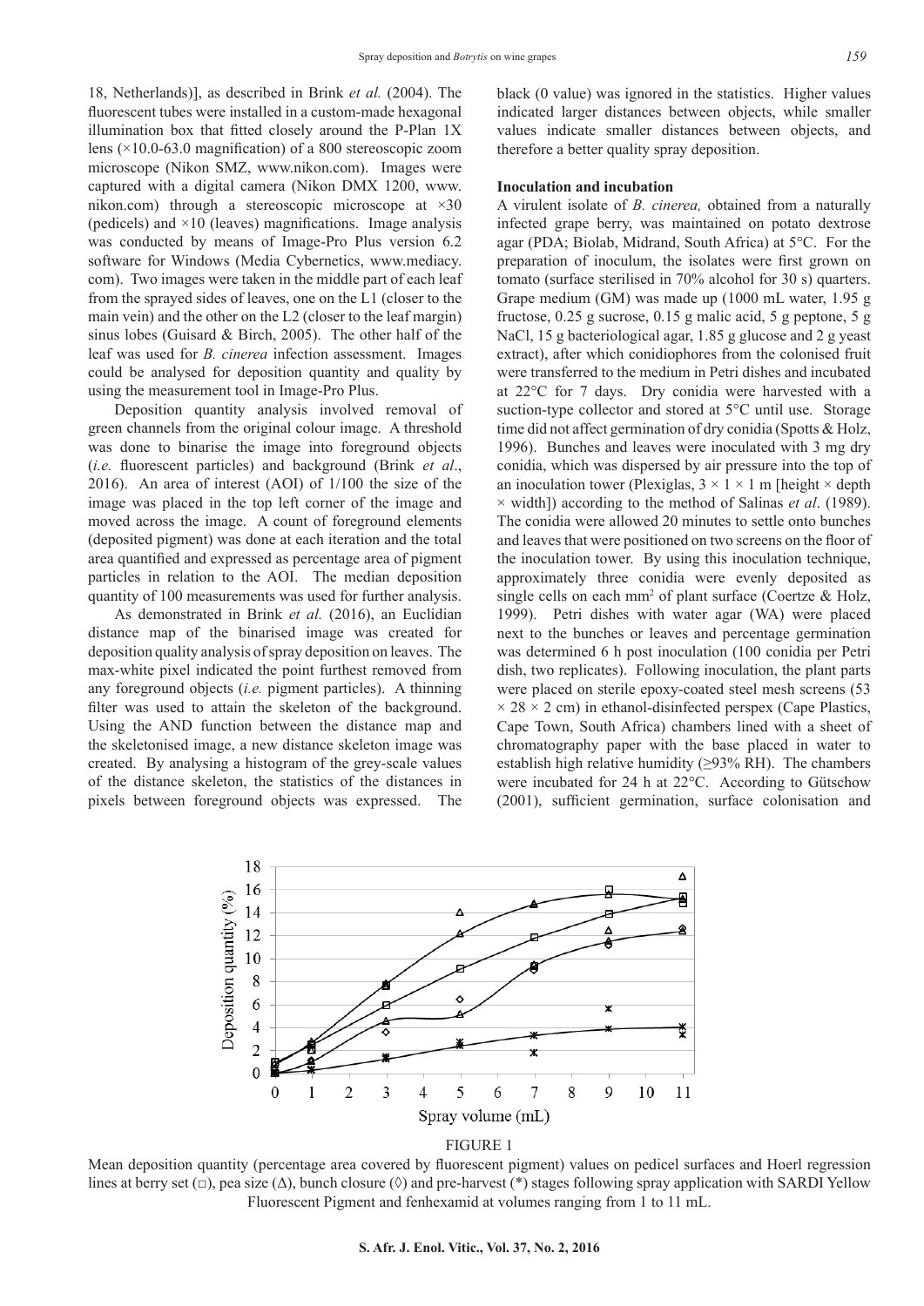18, Netherlands)], as described in Brink *et al.* (2004). The fluorescent tubes were installed in a custom-made hexagonal illumination box that fitted closely around the P-Plan 1X lens (×10.0-63.0 magnification) of a 800 stereoscopic zoom microscope (Nikon SMZ, www.nikon.com). Images were captured with a digital camera (Nikon DMX 1200, www.nikon.com) through a stereoscopic microscope at ×30 (pedicels) and ×10 (leaves) magnifications. Image analysis was conducted by means of Image-Pro Plus version 6.2 software for Windows (Media Cybernetics, www.mediacy.com). Two images were taken in the middle part of each leaf from the sprayed sides of leaves, one on the L1 (closer to the main vein) and the other on the L2 (closer to the leaf margin) sinus lobes (Guisard & Birch, 2005). The other half of the leaf was used for *B. cinerea* infection assessment. Images could be analysed for deposition quantity and quality by using the measurement tool in Image-Pro Plus.

Deposition quantity analysis involved removal of green channels from the original colour image. A threshold was done to binarise the image into foreground objects (*i.e.* fluorescent particles) and background (Brink *et al*., 2016). An area of interest (AOI) of 1/100 the size of the image was placed in the top left corner of the image and moved across the image. A count of foreground elements (deposited pigment) was done at each iteration and the total area quantified and expressed as percentage area of pigment particles in relation to the AOI. The median deposition quantity of 100 measurements was used for further analysis.

As demonstrated in Brink *et al.* (2016), an Euclidian distance map of the binarised image was created for deposition quality analysis of spray deposition on leaves. The max-white pixel indicated the point furthest removed from any foreground objects (*i.e.* pigment particles). A thinning filter was used to attain the skeleton of the background. Using the AND function between the distance map and the skeletonised image, a new distance skeleton image was created. By analysing a histogram of the grey-scale values of the distance skeleton, the statistics of the distances in pixels between foreground objects was expressed. The black (0 value) was ignored in the statistics. Higher values indicated larger distances between objects, while smaller values indicate smaller distances between objects, and therefore a better quality spray deposition.

**Inoculation and incubation**

A virulent isolate of *B. cinerea,* obtained from a naturally infected grape berry, was maintained on potato dextrose agar (PDA; Biolab, Midrand, South Africa) at 5°C. For the preparation of inoculum, the isolates were first grown on tomato (surface sterilised in 70% alcohol for 30 s) quarters. Grape medium (GM) was made up (1000 mL water, 1.95 g fructose, 0.25 g sucrose, 0.15 g malic acid, 5 g peptone, 5 g NaCl, 15 g bacteriological agar, 1.85 g glucose and 2 g yeast extract), after which conidiophores from the colonised fruit were transferred to the medium in Petri dishes and incubated at 22°C for 7 days. Dry conidia were harvested with a suction-type collector and stored at 5°C until use. Storage time did not affect germination of dry conidia (Spotts & Holz, 1996). Bunches and leaves were inoculated with 3 mg dry conidia, which was dispersed by air pressure into the top of an inoculation tower (Plexiglas, 3 × 1 × 1 m [height × depth × width]) according to the method of Salinas *et al*. (1989). The conidia were allowed 20 minutes to settle onto bunches and leaves that were positioned on two screens on the floor of the inoculation tower. By using this inoculation technique, approximately three conidia were evenly deposited as single cells on each mm$^2$ of plant surface (Coertze & Holz, 1999). Petri dishes with water agar (WA) were placed next to the bunches or leaves and percentage germination was determined 6 h post inoculation (100 conidia per Petri dish, two replicates). Following inoculation, the plant parts were placed on sterile epoxy-coated steel mesh screens (53 × 28 × 2 cm) in ethanol-disinfected perspex (Cape Plastics, Cape Town, South Africa) chambers lined with a sheet of chromatography paper with the base placed in water to establish high relative humidity (≥93% RH). The chambers were incubated for 24 h at 22°C. According to Gütschow (2001), sufficient germination, surface colonisation and

FIGURE 1

Mean deposition quantity (percentage area covered by fluorescent pigment) values on pedicel surfaces and Hoerl regression lines at berry set (□), pea size (Δ), bunch closure (◊) and pre-harvest (*) stages following spray application with SARDI Yellow Fluorescent Pigment and fenhexamid at volumes ranging from 1 to 11 mL.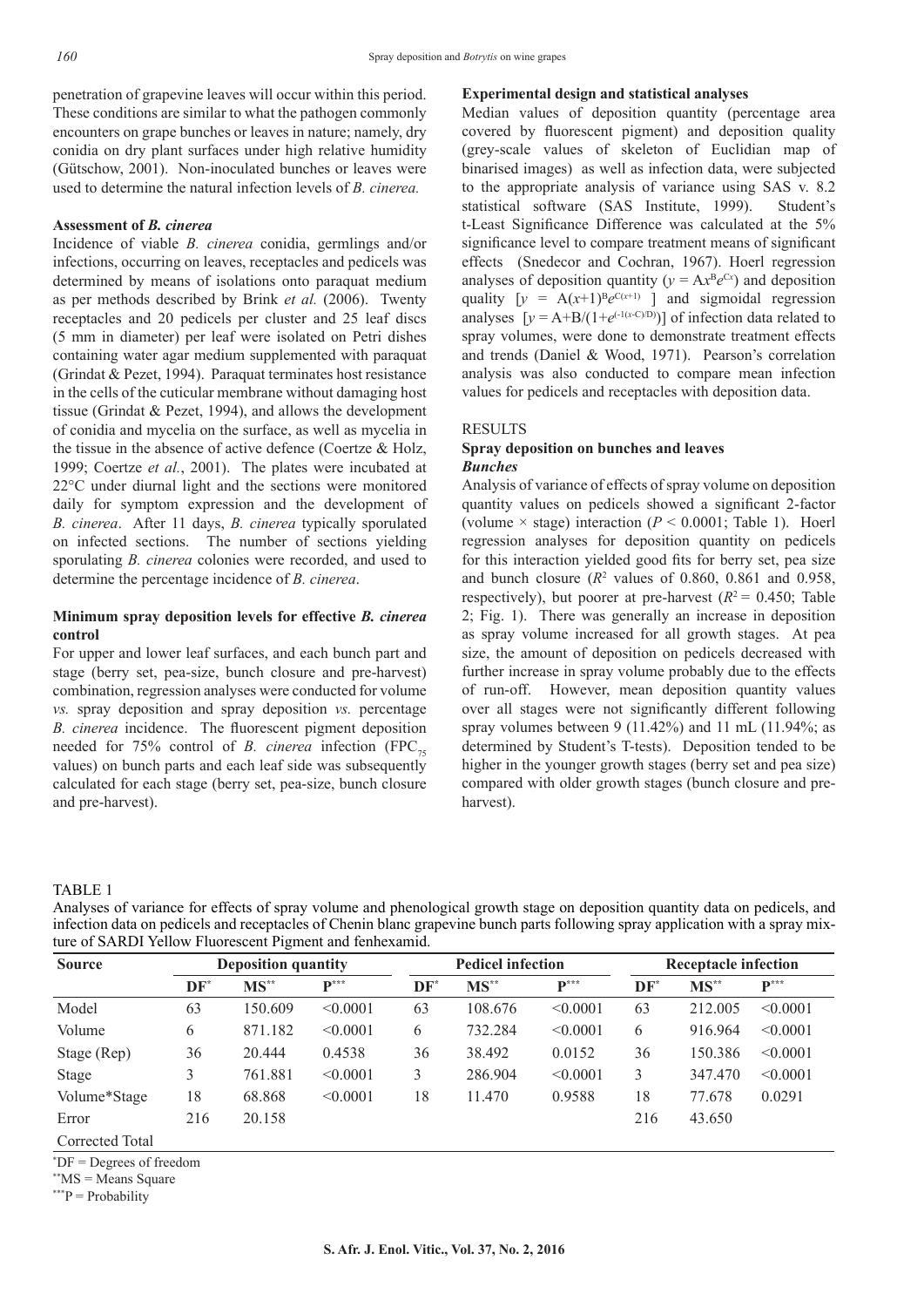penetration of grapevine leaves will occur within this period. These conditions are similar to what the pathogen commonly encounters on grape bunches or leaves in nature; namely, dry conidia on dry plant surfaces under high relative humidity (Gütschow, 2001). Non-inoculated bunches or leaves were used to determine the natural infection levels of *B. cinerea.*

### Assessment of *B. cinerea*

Incidence of viable *B. cinerea* conidia, germlings and/or infections, occurring on leaves, receptacles and pedicels was determined by means of isolations onto paraquat medium as per methods described by Brink *et al.* (2006). Twenty receptacles and 20 pedicels per cluster and 25 leaf discs (5 mm in diameter) per leaf were isolated on Petri dishes containing water agar medium supplemented with paraquat (Grindat & Pezet, 1994). Paraquat terminates host resistance in the cells of the cuticular membrane without damaging host tissue (Grindat & Pezet, 1994), and allows the development of conidia and mycelia on the surface, as well as mycelia in the tissue in the absence of active defence (Coertze & Holz, 1999; Coertze *et al.*, 2001). The plates were incubated at 22°C under diurnal light and the sections were monitored daily for symptom expression and the development of *B. cinerea*. After 11 days, *B. cinerea* typically sporulated on infected sections. The number of sections yielding sporulating *B. cinerea* colonies were recorded, and used to determine the percentage incidence of *B. cinerea*.

### Minimum spray deposition levels for effective *B. cinerea* control

For upper and lower leaf surfaces, and each bunch part and stage (berry set, pea-size, bunch closure and pre-harvest) combination, regression analyses were conducted for volume *vs.* spray deposition and spray deposition *vs.* percentage *B. cinerea* incidence. The fluorescent pigment deposition needed for 75% control of *B. cinerea* infection ($FPC_{75}$ values) on bunch parts and each leaf side was subsequently calculated for each stage (berry set, pea-size, bunch closure and pre-harvest).

### Experimental design and statistical analyses

Median values of deposition quantity (percentage area covered by fluorescent pigment) and deposition quality (grey-scale values of skeleton of Euclidian map of binarised images) as well as infection data, were subjected to the appropriate analysis of variance using SAS v. 8.2 statistical software (SAS Institute, 1999). Student's t-Least Significance Difference was calculated at the 5% significance level to compare treatment means of significant effects (Snedecor and Cochran, 1967). Hoerl regression analyses of deposition quantity ($y = Ax^Be^{Cx}$) and deposition quality [$y = A(x+1)^Be^{C(x+1)}$] and sigmoidal regression analyses [$y = A+B/(1+e^{(-1(x-C)/D)})$] of infection data related to spray volumes, were done to demonstrate treatment effects and trends (Daniel & Wood, 1971). Pearson's correlation analysis was also conducted to compare mean infection values for pedicels and receptacles with deposition data.

## RESULTS

### Spray deposition on bunches and leaves

#### *Bunches*

Analysis of variance of effects of spray volume on deposition quantity values on pedicels showed a significant 2-factor (volume × stage) interaction ($P < 0.0001$; Table 1). Hoerl regression analyses for deposition quantity on pedicels for this interaction yielded good fits for berry set, pea size and bunch closure ($R^2$ values of 0.860, 0.861 and 0.958, respectively), but poorer at pre-harvest ($R^2 = 0.450$; Table 2; Fig. 1). There was generally an increase in deposition as spray volume increased for all growth stages. At pea size, the amount of deposition on pedicels decreased with further increase in spray volume probably due to the effects of run-off. However, mean deposition quantity values over all stages were not significantly different following spray volumes between 9 (11.42%) and 11 mL (11.94%; as determined by Student's T-tests). Deposition tended to be higher in the younger growth stages (berry set and pea size) compared with older growth stages (bunch closure and pre-harvest).

TABLE 1

Analyses of variance for effects of spray volume and phenological growth stage on deposition quantity data on pedicels, and infection data on pedicels and receptacles of Chenin blanc grapevine bunch parts following spray application with a spray mixture of SARDI Yellow Fluorescent Pigment and fenhexamid.

| Source | Deposition quantity | | | Pedicel infection | | | Receptacle infection | | |
|---|---|---|---|---|---|---|---|---|---|
| | DF* | MS** | P*** | DF* | MS** | P*** | DF* | MS** | P*** |
| Model | 63 | 150.609 | <0.0001 | 63 | 108.676 | <0.0001 | 63 | 212.005 | <0.0001 |
| Volume | 6 | 871.182 | <0.0001 | 6 | 732.284 | <0.0001 | 6 | 916.964 | <0.0001 |
| Stage (Rep) | 36 | 20.444 | 0.4538 | 36 | 38.492 | 0.0152 | 36 | 150.386 | <0.0001 |
| Stage | 3 | 761.881 | <0.0001 | 3 | 286.904 | <0.0001 | 3 | 347.470 | <0.0001 |
| Volume*Stage | 18 | 68.868 | <0.0001 | 18 | 11.470 | 0.9588 | 18 | 77.678 | 0.0291 |
| Error | 216 | 20.158 | | | | | 216 | 43.650 | |
| Corrected Total | | | | | | | | | |

*DF = Degrees of freedom

**MS = Means Square

***P = Probability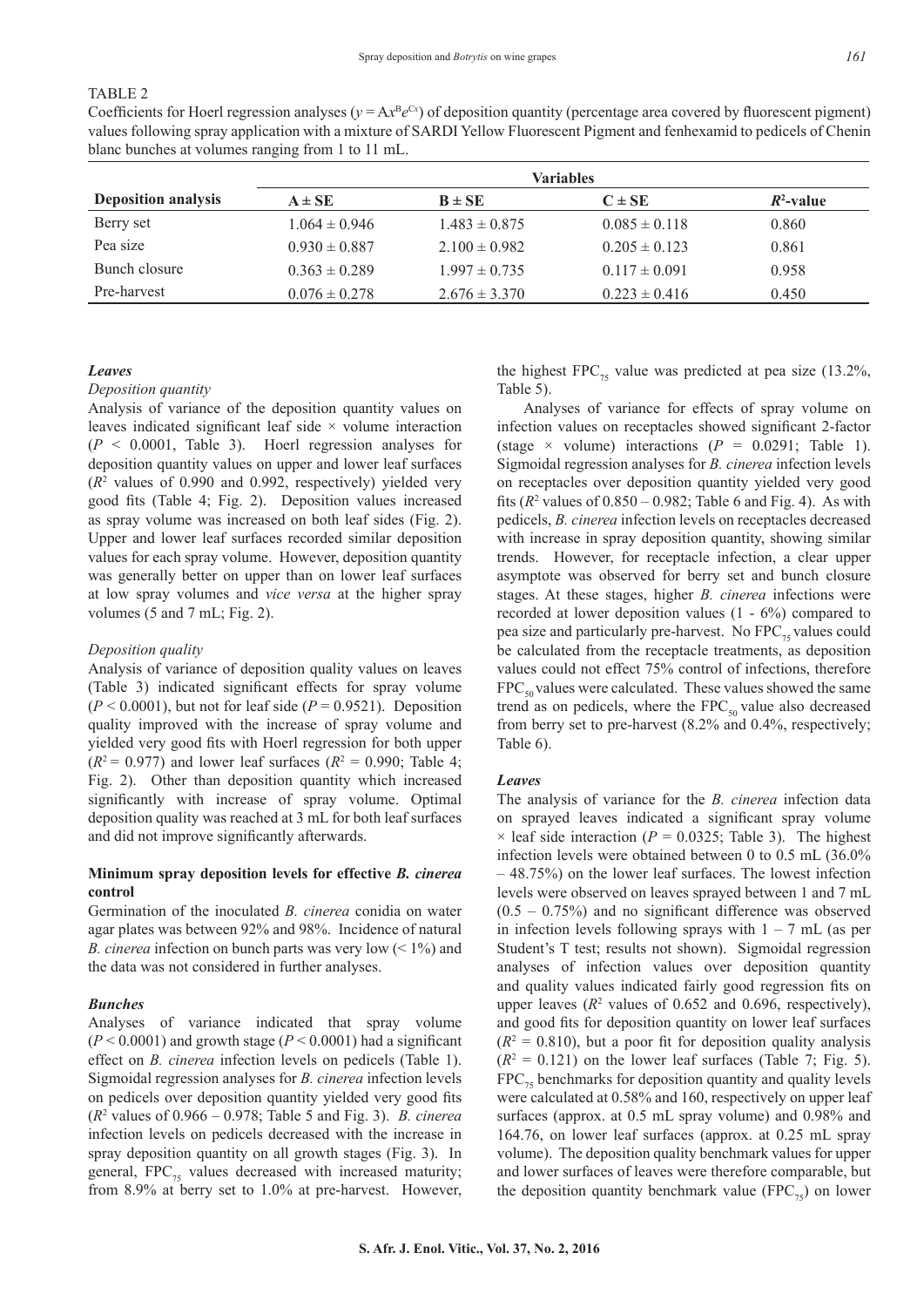TABLE 2

Coefficients for Hoerl regression analyses ($y = Ax^{B}e^{Cx}$) of deposition quantity (percentage area covered by fluorescent pigment) values following spray application with a mixture of SARDI Yellow Fluorescent Pigment and fenhexamid to pedicels of Chenin blanc bunches at volumes ranging from 1 to 11 mL.

| Deposition analysis | Variables | | | |
|---|---|---|---|---|
| | A ± SE | B ± SE | C ± SE | $R^2$-value |
| Berry set | 1.064 ± 0.946 | 1.483 ± 0.875 | 0.085 ± 0.118 | 0.860 |
| Pea size | 0.930 ± 0.887 | 2.100 ± 0.982 | 0.205 ± 0.123 | 0.861 |
| Bunch closure | 0.363 ± 0.289 | 1.997 ± 0.735 | 0.117 ± 0.091 | 0.958 |
| Pre-harvest | 0.076 ± 0.278 | 2.676 ± 3.370 | 0.223 ± 0.416 | 0.450 |

### *Leaves*

*Deposition quantity*

Analysis of variance of the deposition quantity values on leaves indicated significant leaf side × volume interaction ($P < 0.0001$, Table 3). Hoerl regression analyses for deposition quantity values on upper and lower leaf surfaces ($R^2$ values of 0.990 and 0.992, respectively) yielded very good fits (Table 4; Fig. 2). Deposition values increased as spray volume was increased on both leaf sides (Fig. 2). Upper and lower leaf surfaces recorded similar deposition values for each spray volume. However, deposition quantity was generally better on upper than on lower leaf surfaces at low spray volumes and *vice versa* at the higher spray volumes (5 and 7 mL; Fig. 2).

*Deposition quality*

Analysis of variance of deposition quality values on leaves (Table 3) indicated significant effects for spray volume ($P < 0.0001$), but not for leaf side ($P = 0.9521$). Deposition quality improved with the increase of spray volume and yielded very good fits with Hoerl regression for both upper ($R^2 = 0.977$) and lower leaf surfaces ($R^2 = 0.990$; Table 4; Fig. 2). Other than deposition quantity which increased significantly with increase of spray volume. Optimal deposition quality was reached at 3 mL for both leaf surfaces and did not improve significantly afterwards.

## Minimum spray deposition levels for effective *B. cinerea* control

Germination of the inoculated *B. cinerea* conidia on water agar plates was between 92% and 98%. Incidence of natural *B. cinerea* infection on bunch parts was very low (< 1%) and the data was not considered in further analyses.

### *Bunches*

Analyses of variance indicated that spray volume ($P < 0.0001$) and growth stage ($P < 0.0001$) had a significant effect on *B. cinerea* infection levels on pedicels (Table 1). Sigmoidal regression analyses for *B. cinerea* infection levels on pedicels over deposition quantity yielded very good fits ($R^2$ values of 0.966 – 0.978; Table 5 and Fig. 3). *B. cinerea* infection levels on pedicels decreased with the increase in spray deposition quantity on all growth stages (Fig. 3). In general, $FPC_{75}$ values decreased with increased maturity; from 8.9% at berry set to 1.0% at pre-harvest. However, the highest $FPC_{75}$ value was predicted at pea size (13.2%, Table 5).

Analyses of variance for effects of spray volume on infection values on receptacles showed significant 2-factor (stage × volume) interactions ($P = 0.0291$; Table 1). Sigmoidal regression analyses for *B. cinerea* infection levels on receptacles over deposition quantity yielded very good fits ($R^2$ values of 0.850 – 0.982; Table 6 and Fig. 4). As with pedicels, *B. cinerea* infection levels on receptacles decreased with increase in spray deposition quantity, showing similar trends. However, for receptacle infection, a clear upper asymptote was observed for berry set and bunch closure stages. At these stages, higher *B. cinerea* infections were recorded at lower deposition values (1 - 6%) compared to pea size and particularly pre-harvest. No $FPC_{75}$ values could be calculated from the receptacle treatments, as deposition values could not effect 75% control of infections, therefore $FPC_{50}$ values were calculated. These values showed the same trend as on pedicels, where the $FPC_{50}$ value also decreased from berry set to pre-harvest (8.2% and 0.4%, respectively; Table 6).

### *Leaves*

The analysis of variance for the *B. cinerea* infection data on sprayed leaves indicated a significant spray volume × leaf side interaction ($P = 0.0325$; Table 3). The highest infection levels were obtained between 0 to 0.5 mL (36.0% – 48.75%) on the lower leaf surfaces. The lowest infection levels were observed on leaves sprayed between 1 and 7 mL (0.5 – 0.75%) and no significant difference was observed in infection levels following sprays with 1 – 7 mL (as per Student's T test; results not shown). Sigmoidal regression analyses of infection values over deposition quantity and quality values indicated fairly good regression fits on upper leaves ($R^2$ values of 0.652 and 0.696, respectively), and good fits for deposition quantity on lower leaf surfaces ($R^2 = 0.810$), but a poor fit for deposition quality analysis ($R^2 = 0.121$) on the lower leaf surfaces (Table 7; Fig. 5). $FPC_{75}$ benchmarks for deposition quantity and quality levels were calculated at 0.58% and 160, respectively on upper leaf surfaces (approx. at 0.5 mL spray volume) and 0.98% and 164.76, on lower leaf surfaces (approx. at 0.25 mL spray volume). The deposition quality benchmark values for upper and lower surfaces of leaves were therefore comparable, but the deposition quantity benchmark value ($FPC_{75}$) on lower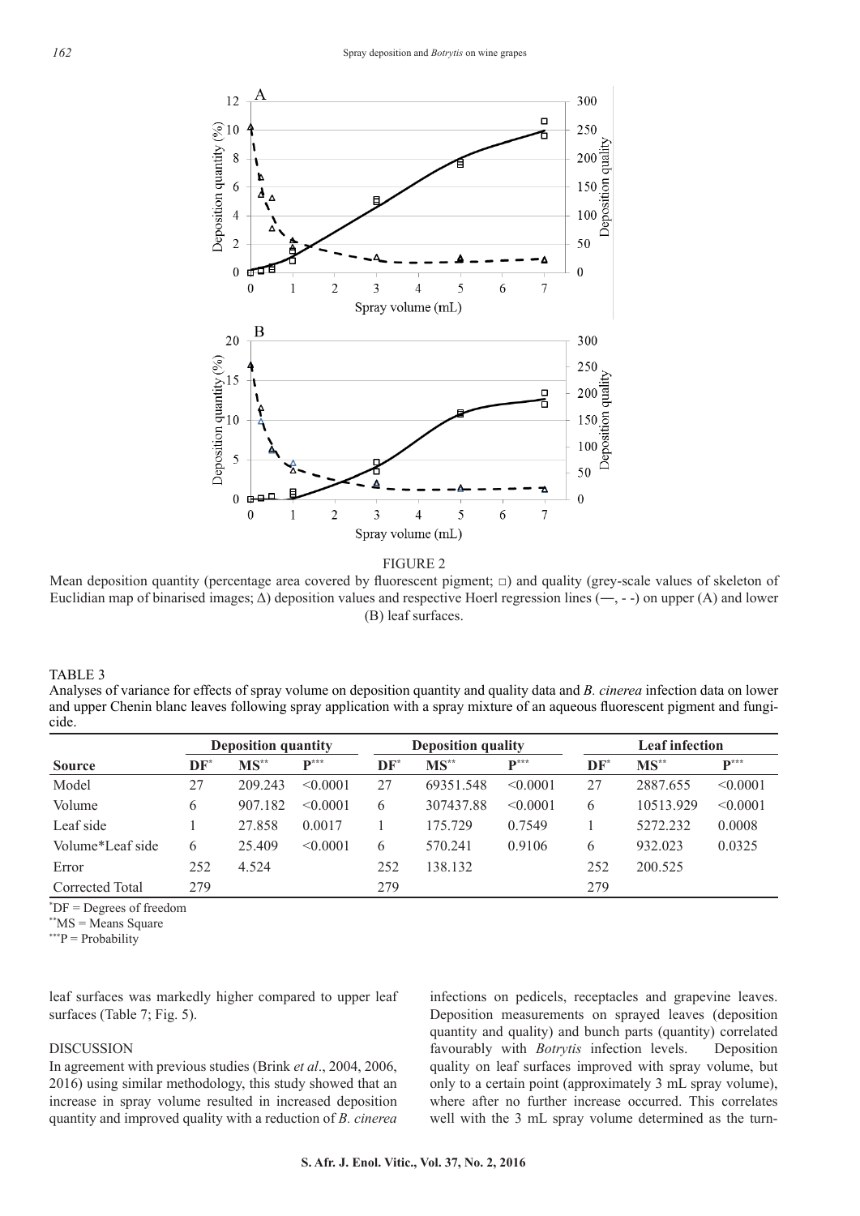FIGURE 2

Mean deposition quantity (percentage area covered by fluorescent pigment; □) and quality (grey-scale values of skeleton of Euclidian map of binarised images; Δ) deposition values and respective Hoerl regression lines (—, - -) on upper (A) and lower (B) leaf surfaces.

TABLE 3

Analyses of variance for effects of spray volume on deposition quantity and quality data and *B. cinerea* infection data on lower and upper Chenin blanc leaves following spray application with a spray mixture of an aqueous fluorescent pigment and fungicide.

| | Deposition quantity | | | Deposition quality | | | Leaf infection | | |
|---|---|---|---|---|---|---|---|---|---|
| **Source** | **DF*** | **MS**** | **P***** | **DF*** | **MS**** | **P***** | **DF*** | **MS**** | **P***** |
| Model | 27 | 209.243 | <0.0001 | 27 | 69351.548 | <0.0001 | 27 | 2887.655 | <0.0001 |
| Volume | 6 | 907.182 | <0.0001 | 6 | 307437.88 | <0.0001 | 6 | 10513.929 | <0.0001 |
| Leaf side | 1 | 27.858 | 0.0017 | 1 | 175.729 | 0.7549 | 1 | 5272.232 | 0.0008 |
| Volume*Leaf side | 6 | 25.409 | <0.0001 | 6 | 570.241 | 0.9106 | 6 | 932.023 | 0.0325 |
| Error | 252 | 4.524 | | 252 | 138.132 | | 252 | 200.525 | |
| Corrected Total | 279 | | | 279 | | | 279 | | |

*DF = Degrees of freedom

**MS = Means Square

***P = Probability

leaf surfaces was markedly higher compared to upper leaf surfaces (Table 7; Fig. 5).

## DISCUSSION

In agreement with previous studies (Brink *et al*., 2004, 2006, 2016) using similar methodology, this study showed that an increase in spray volume resulted in increased deposition quantity and improved quality with a reduction of *B. cinerea* infections on pedicels, receptacles and grapevine leaves. Deposition measurements on sprayed leaves (deposition quantity and quality) and bunch parts (quantity) correlated favourably with *Botrytis* infection levels. Deposition quality on leaf surfaces improved with spray volume, but only to a certain point (approximately 3 mL spray volume), where after no further increase occurred. This correlates well with the 3 mL spray volume determined as the turn-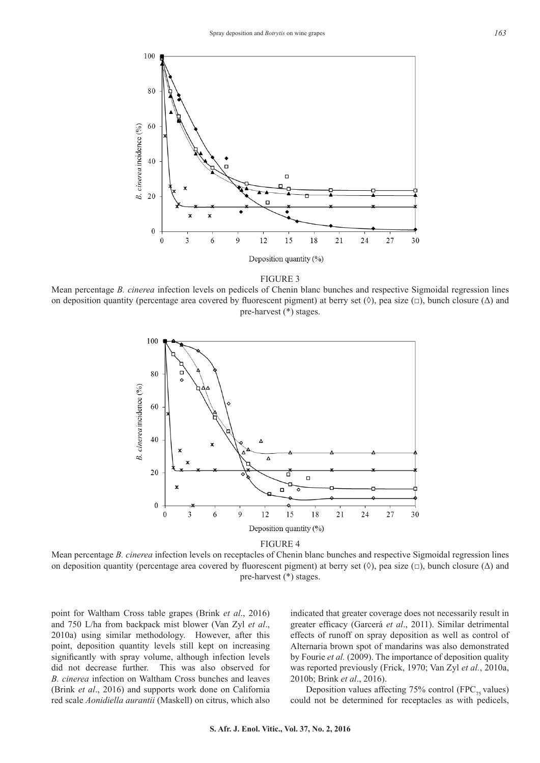FIGURE 3

Mean percentage *B. cinerea* infection levels on pedicels of Chenin blanc bunches and respective Sigmoidal regression lines on deposition quantity (percentage area covered by fluorescent pigment) at berry set (◊), pea size (□), bunch closure (Δ) and pre-harvest (*) stages.

FIGURE 4

Mean percentage *B. cinerea* infection levels on receptacles of Chenin blanc bunches and respective Sigmoidal regression lines on deposition quantity (percentage area covered by fluorescent pigment) at berry set (◊), pea size (□), bunch closure (Δ) and pre-harvest (*) stages.

point for Waltham Cross table grapes (Brink *et al*., 2016) and 750 L/ha from backpack mist blower (Van Zyl *et al*., 2010a) using similar methodology. However, after this point, deposition quantity levels still kept on increasing significantly with spray volume, although infection levels did not decrease further. This was also observed for *B. cinerea* infection on Waltham Cross bunches and leaves (Brink *et al*., 2016) and supports work done on California red scale *Aonidiella aurantii* (Maskell) on citrus, which also indicated that greater coverage does not necessarily result in greater efficacy (Garcerá *et al*., 2011). Similar detrimental effects of runoff on spray deposition as well as control of Alternaria brown spot of mandarins was also demonstrated by Fourie *et al.* (2009). The importance of deposition quality was reported previously (Frick, 1970; Van Zyl *et al.*, 2010a, 2010b; Brink *et al*., 2016).

Deposition values affecting 75% control ($FPC_{75}$ values) could not be determined for receptacles as with pedicels,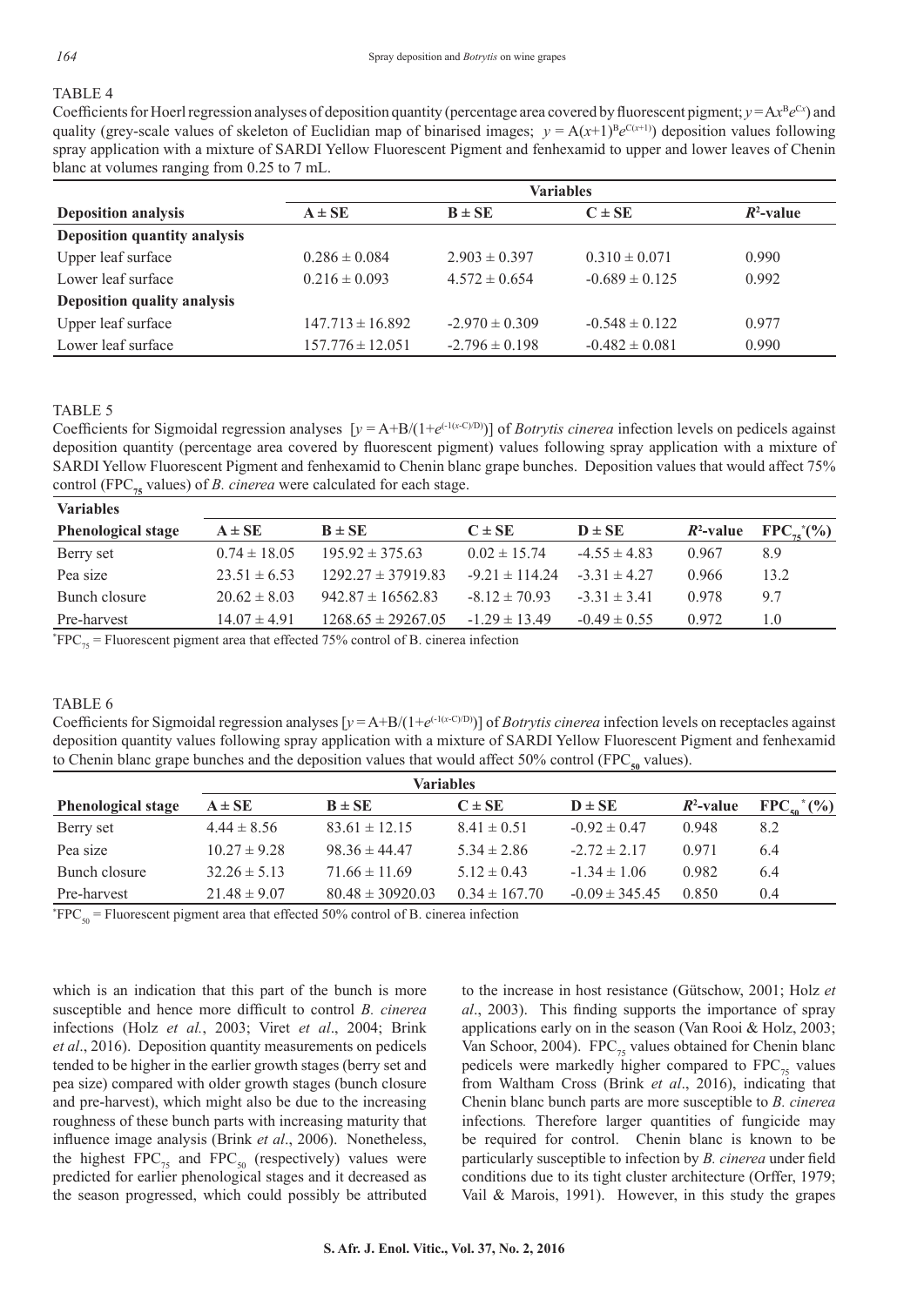TABLE 4

Coefficients for Hoerl regression analyses of deposition quantity (percentage area covered by fluorescent pigment; $y = Ax^B e^{Cx}$) and quality (grey-scale values of skeleton of Euclidian map of binarised images; $y = A(x+1)^B e^{C(x+1)}$) deposition values following spray application with a mixture of SARDI Yellow Fluorescent Pigment and fenhexamid to upper and lower leaves of Chenin blanc at volumes ranging from 0.25 to 7 mL.

| | Variables | | | |
|---|---|---|---|---|
| **Deposition analysis** | **A ± SE** | **B ± SE** | **C ± SE** | **$R^2$-value** |
| **Deposition quantity analysis** | | | | |
| Upper leaf surface | 0.286 ± 0.084 | 2.903 ± 0.397 | 0.310 ± 0.071 | 0.990 |
| Lower leaf surface | 0.216 ± 0.093 | 4.572 ± 0.654 | -0.689 ± 0.125 | 0.992 |
| **Deposition quality analysis** | | | | |
| Upper leaf surface | 147.713 ± 16.892 | -2.970 ± 0.309 | -0.548 ± 0.122 | 0.977 |
| Lower leaf surface | 157.776 ± 12.051 | -2.796 ± 0.198 | -0.482 ± 0.081 | 0.990 |

TABLE 5

Coefficients for Sigmoidal regression analyses [$y = A+B/(1+e^{(-1(x-C)/D)})$] of *Botrytis cinerea* infection levels on pedicels against deposition quantity (percentage area covered by fluorescent pigment) values following spray application with a mixture of SARDI Yellow Fluorescent Pigment and fenhexamid to Chenin blanc grape bunches. Deposition values that would affect 75% control ($FPC_{75}$ values) of *B. cinerea* were calculated for each stage.

| Variables | | | | | | |
|---|---|---|---|---|---|---|
| **Phenological stage** | **A ± SE** | **B ± SE** | **C ± SE** | **D ± SE** | **$R^2$-value** | **$FPC_{75}$*(%)** |
| Berry set | 0.74 ± 18.05 | 195.92 ± 375.63 | 0.02 ± 15.74 | -4.55 ± 4.83 | 0.967 | 8.9 |
| Pea size | 23.51 ± 6.53 | 1292.27 ± 37919.83 | -9.21 ± 114.24 | -3.31 ± 4.27 | 0.966 | 13.2 |
| Bunch closure | 20.62 ± 8.03 | 942.87 ± 16562.83 | -8.12 ± 70.93 | -3.31 ± 3.41 | 0.978 | 9.7 |
| Pre-harvest | 14.07 ± 4.91 | 1268.65 ± 29267.05 | -1.29 ± 13.49 | -0.49 ± 0.55 | 0.972 | 1.0 |

*$FPC_{75}$ = Fluorescent pigment area that effected 75% control of B. cinerea infection

TABLE 6

Coefficients for Sigmoidal regression analyses [$y = A+B/(1+e^{(-1(x-C)/D)})$] of *Botrytis cinerea* infection levels on receptacles against deposition quantity values following spray application with a mixture of SARDI Yellow Fluorescent Pigment and fenhexamid to Chenin blanc grape bunches and the deposition values that would affect 50% control ($FPC_{50}$ values).

| | Variables | | | | | |
|---|---|---|---|---|---|---|
| **Phenological stage** | **A ± SE** | **B ± SE** | **C ± SE** | **D ± SE** | **$R^2$-value** | **$FPC_{50}$* (%)** |
| Berry set | 4.44 ± 8.56 | 83.61 ± 12.15 | 8.41 ± 0.51 | -0.92 ± 0.47 | 0.948 | 8.2 |
| Pea size | 10.27 ± 9.28 | 98.36 ± 44.47 | 5.34 ± 2.86 | -2.72 ± 2.17 | 0.971 | 6.4 |
| Bunch closure | 32.26 ± 5.13 | 71.66 ± 11.69 | 5.12 ± 0.43 | -1.34 ± 1.06 | 0.982 | 6.4 |
| Pre-harvest | 21.48 ± 9.07 | 80.48 ± 30920.03 | 0.34 ± 167.70 | -0.09 ± 345.45 | 0.850 | 0.4 |

*$FPC_{50}$ = Fluorescent pigment area that effected 50% control of B. cinerea infection

which is an indication that this part of the bunch is more susceptible and hence more difficult to control *B. cinerea* infections (Holz *et al.*, 2003; Viret *et al*., 2004; Brink *et al*., 2016). Deposition quantity measurements on pedicels tended to be higher in the earlier growth stages (berry set and pea size) compared with older growth stages (bunch closure and pre-harvest), which might also be due to the increasing roughness of these bunch parts with increasing maturity that influence image analysis (Brink *et al*., 2006). Nonetheless, the highest $FPC_{75}$ and $FPC_{50}$ (respectively) values were predicted for earlier phenological stages and it decreased as the season progressed, which could possibly be attributed to the increase in host resistance (Gütschow, 2001; Holz *et al*., 2003). This finding supports the importance of spray applications early on in the season (Van Rooi & Holz, 2003; Van Schoor, 2004). $FPC_{75}$ values obtained for Chenin blanc pedicels were markedly higher compared to $FPC_{75}$ values from Waltham Cross (Brink *et al*., 2016), indicating that Chenin blanc bunch parts are more susceptible to *B. cinerea* infections*.* Therefore larger quantities of fungicide may be required for control. Chenin blanc is known to be particularly susceptible to infection by *B. cinerea* under field conditions due to its tight cluster architecture (Orffer, 1979; Vail & Marois, 1991). However, in this study the grapes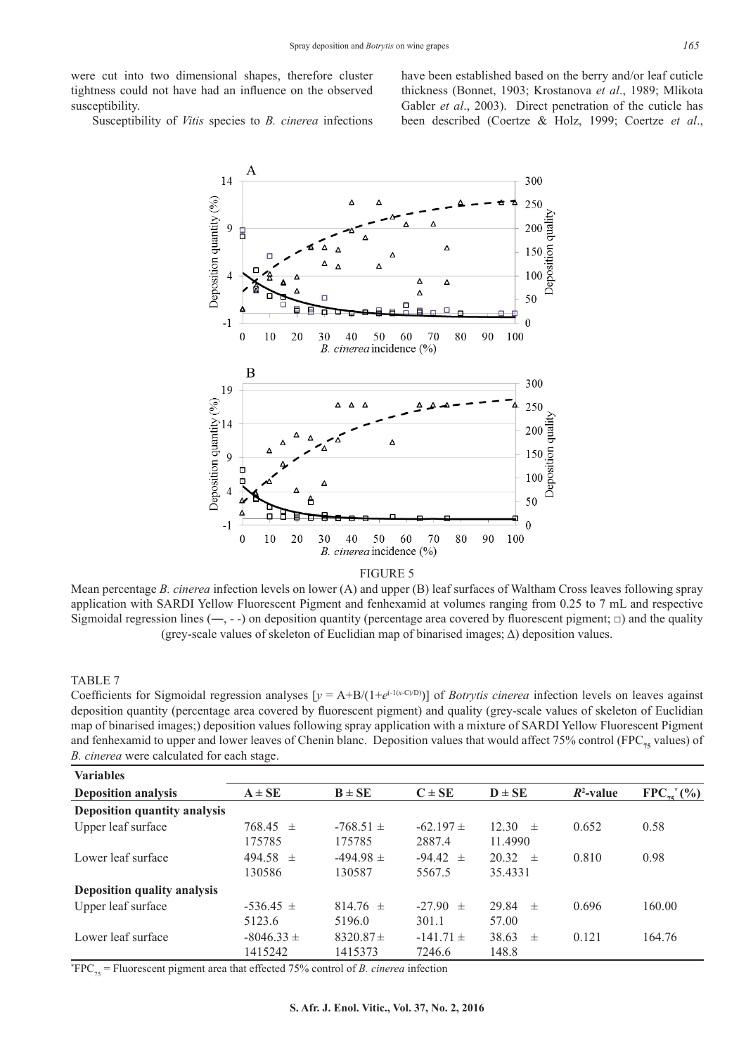were cut into two dimensional shapes, therefore cluster tightness could not have had an influence on the observed susceptibility.

Susceptibility of *Vitis* species to *B. cinerea* infections have been established based on the berry and/or leaf cuticle thickness (Bonnet, 1903; Krostanova *et al*., 1989; Mlikota Gabler *et al*., 2003). Direct penetration of the cuticle has been described (Coertze & Holz, 1999; Coertze *et al*.,

FIGURE 5

Mean percentage *B. cinerea* infection levels on lower (A) and upper (B) leaf surfaces of Waltham Cross leaves following spray application with SARDI Yellow Fluorescent Pigment and fenhexamid at volumes ranging from 0.25 to 7 mL and respective Sigmoidal regression lines (—, - -) on deposition quantity (percentage area covered by fluorescent pigment; □) and the quality (grey-scale values of skeleton of Euclidian map of binarised images; Δ) deposition values.

TABLE 7

Coefficients for Sigmoidal regression analyses [$y = A+B/(1+e^{(-1(x-C)/D)})$] of *Botrytis cinerea* infection levels on leaves against deposition quantity (percentage area covered by fluorescent pigment) and quality (grey-scale values of skeleton of Euclidian map of binarised images;) deposition values following spray application with a mixture of SARDI Yellow Fluorescent Pigment and fenhexamid to upper and lower leaves of Chenin blanc. Deposition values that would affect 75% control ($FPC_{75}$ values) of *B. cinerea* infection were calculated for each stage.

| **Variables** | | | | | | |
|---|---|---|---|---|---|---|
| **Deposition analysis** | **A ± SE** | **B ± SE** | **C ± SE** | **D ± SE** | **$R^2$-value** | **$FPC_{75}$* (%)** |
| **Deposition quantity analysis** | | | | | | |
| Upper leaf surface | 768.45 ± 175785 | -768.51 ± 175785 | -62.197 ± 2887.4 | 12.30 ± 11.4990 | 0.652 | 0.58 |
| Lower leaf surface | 494.58 ± 130586 | -494.98 ± 130587 | -94.42 ± 5567.5 | 20.32 ± 35.4331 | 0.810 | 0.98 |
| **Deposition quality analysis** | | | | | | |
| Upper leaf surface | -536.45 ± 5123.6 | 814.76 ± 5196.0 | -27.90 ± 301.1 | 29.84 ± 57.00 | 0.696 | 160.00 |
| Lower leaf surface | -8046.33 ± 1415242 | 8320.87 ± 1415373 | -141.71 ± 7246.6 | 38.63 ± 148.8 | 0.121 | 164.76 |

*$FPC_{75}$ = Fluorescent pigment area that effected 75% control of *B. cinerea* infection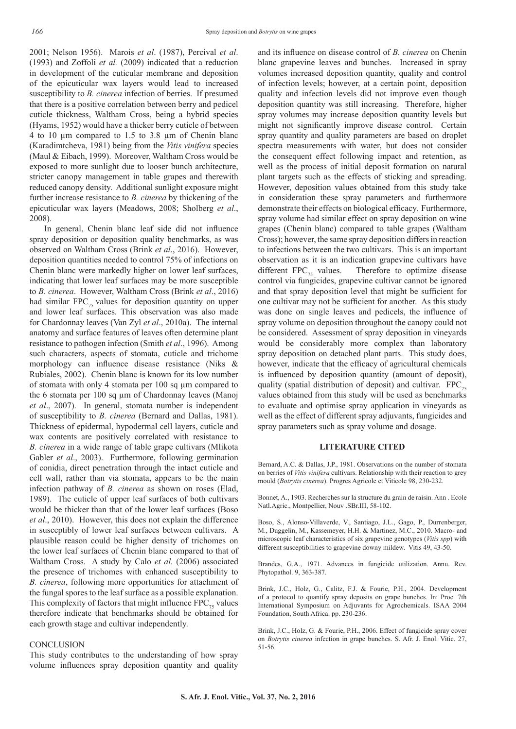2001; Nelson 1956). Marois *et al*. (1987), Percival *et al*. (1993) and Zoffoli *et al.* (2009) indicated that a reduction in development of the cuticular membrane and deposition of the epicuticular wax layers would lead to increased susceptibility to *B. cinerea* infection of berries. If presumed that there is a positive correlation between berry and pedicel cuticle thickness, Waltham Cross, being a hybrid species (Hyams, 1952) would have a thicker berry cuticle of between 4 to 10 µm compared to 1.5 to 3.8 µm of Chenin blanc (Karadimtcheva, 1981) being from the *Vitis vinifera* species (Maul & Eibach, 1999). Moreover, Waltham Cross would be exposed to more sunlight due to looser bunch architecture, stricter canopy management in table grapes and therewith reduced canopy density. Additional sunlight exposure might further increase resistance to *B. cinerea* by thickening of the epicuticular wax layers (Meadows, 2008; Sholberg *et al*., 2008).

In general, Chenin blanc leaf side did not influence spray deposition or deposition quality benchmarks, as was observed on Waltham Cross (Brink *et al*., 2016). However, deposition quantities needed to control 75% of infections on Chenin blanc were markedly higher on lower leaf surfaces, indicating that lower leaf surfaces may be more susceptible to *B. cinerea*. However, Waltham Cross (Brink *et al*., 2016) had similar $FPC_{75}$ values for deposition quantity on upper and lower leaf surfaces. This observation was also made for Chardonnay leaves (Van Zyl *et al*., 2010a). The internal anatomy and surface features of leaves often determine plant resistance to pathogen infection (Smith *et al*., 1996). Among such characters, aspects of stomata, cuticle and trichome morphology can influence disease resistance (Niks & Rubiales, 2002). Chenin blanc is known for its low number of stomata with only 4 stomata per 100 sq µm compared to the 6 stomata per 100 sq µm of Chardonnay leaves (Manoj *et al*., 2007). In general, stomata number is independent of susceptibility to *B. cinerea* (Bernard and Dallas, 1981). Thickness of epidermal, hypodermal cell layers, cuticle and wax contents are positively correlated with resistance to *B. cinerea* in a wide range of table grape cultivars (Mlikota Gabler *et al*., 2003). Furthermore, following germination of conidia, direct penetration through the intact cuticle and cell wall, rather than via stomata, appears to be the main infection pathway of *B. cinerea* as shown on roses (Elad, 1989). The cuticle of upper leaf surfaces of both cultivars would be thicker than that of the lower leaf surfaces (Boso *et al*., 2010). However, this does not explain the difference in susceptibly of lower leaf surfaces between cultivars. A plausible reason could be higher density of trichomes on the lower leaf surfaces of Chenin blanc compared to that of Waltham Cross. A study by Calo *et al.* (2006) associated the presence of trichomes with enhanced susceptibility to *B. cinerea*, following more opportunities for attachment of the fungal spores to the leaf surface as a possible explanation. This complexity of factors that might influence $FPC_{75}$ values therefore indicate that benchmarks should be obtained for each growth stage and cultivar independently.

## CONCLUSION

This study contributes to the understanding of how spray volume influences spray deposition quantity and quality and its influence on disease control of *B. cinerea* on Chenin blanc grapevine leaves and bunches. Increased in spray volumes increased deposition quantity, quality and control of infection levels; however, at a certain point, deposition quality and infection levels did not improve even though deposition quantity was still increasing. Therefore, higher spray volumes may increase deposition quantity levels but might not significantly improve disease control. Certain spray quantity and quality parameters are based on droplet spectra measurements with water, but does not consider the consequent effect following impact and retention, as well as the process of initial deposit formation on natural plant targets such as the effects of sticking and spreading. However, deposition values obtained from this study take in consideration these spray parameters and furthermore demonstrate their effects on biological efficacy. Furthermore, spray volume had similar effect on spray deposition on wine grapes (Chenin blanc) compared to table grapes (Waltham Cross); however, the same spray deposition differs in reaction to infections between the two cultivars. This is an important observation as it is an indication grapevine cultivars have different $FPC_{75}$ values. Therefore to optimize disease control via fungicides, grapevine cultivar cannot be ignored and that spray deposition level that might be sufficient for one cultivar may not be sufficient for another. As this study was done on single leaves and pedicels, the influence of spray volume on deposition throughout the canopy could not be considered. Assessment of spray deposition in vineyards would be considerably more complex than laboratory spray deposition on detached plant parts. This study does, however, indicate that the efficacy of agricultural chemicals is influenced by deposition quantity (amount of deposit), quality (spatial distribution of deposit) and cultivar. $FPC_{75}$ values obtained from this study will be used as benchmarks to evaluate and optimise spray application in vineyards as well as the effect of different spray adjuvants, fungicides and spray parameters such as spray volume and dosage.

## LITERATURE CITED

Bernard, A.C. & Dallas, J.P., 1981. Observations on the number of stomata on berries of *Vitis vinifera* cultivars. Relationship with their reaction to grey mould (*Botrytis cinerea*). Progres Agricole et Viticole 98, 230-232.

Bonnet, A., 1903. Recherches sur la structure du grain de raisin. Ann . Ecole Natl.Agric., Montpellier, Nouv .SBr.III, 58-102.

Boso, S., Alonso-Villaverde, V., Santiago, J.L., Gago, P., Durrenberger, M., Duggelin, M., Kassemeyer, H.H. & Martinez, M.C., 2010. Macro- and microscopic leaf characteristics of six grapevine genotypes (*Vitis spp*) with different susceptibilities to grapevine downy mildew. Vitis 49, 43-50.

Brandes, G.A., 1971. Advances in fungicide utilization. Annu. Rev. Phytopathol. 9, 363-387.

Brink, J.C., Holz, G., Calitz, F.J. & Fourie, P.H., 2004. Development of a protocol to quantify spray deposits on grape bunches. In: Proc. 7th International Symposium on Adjuvants for Agrochemicals. ISAA 2004 Foundation, South Africa. pp. 230-236.

Brink, J.C., Holz, G. & Fourie, P.H., 2006. Effect of fungicide spray cover on *Botrytis cinerea* infection in grape bunches. S. Afr. J. Enol. Vitic. 27, 51-56.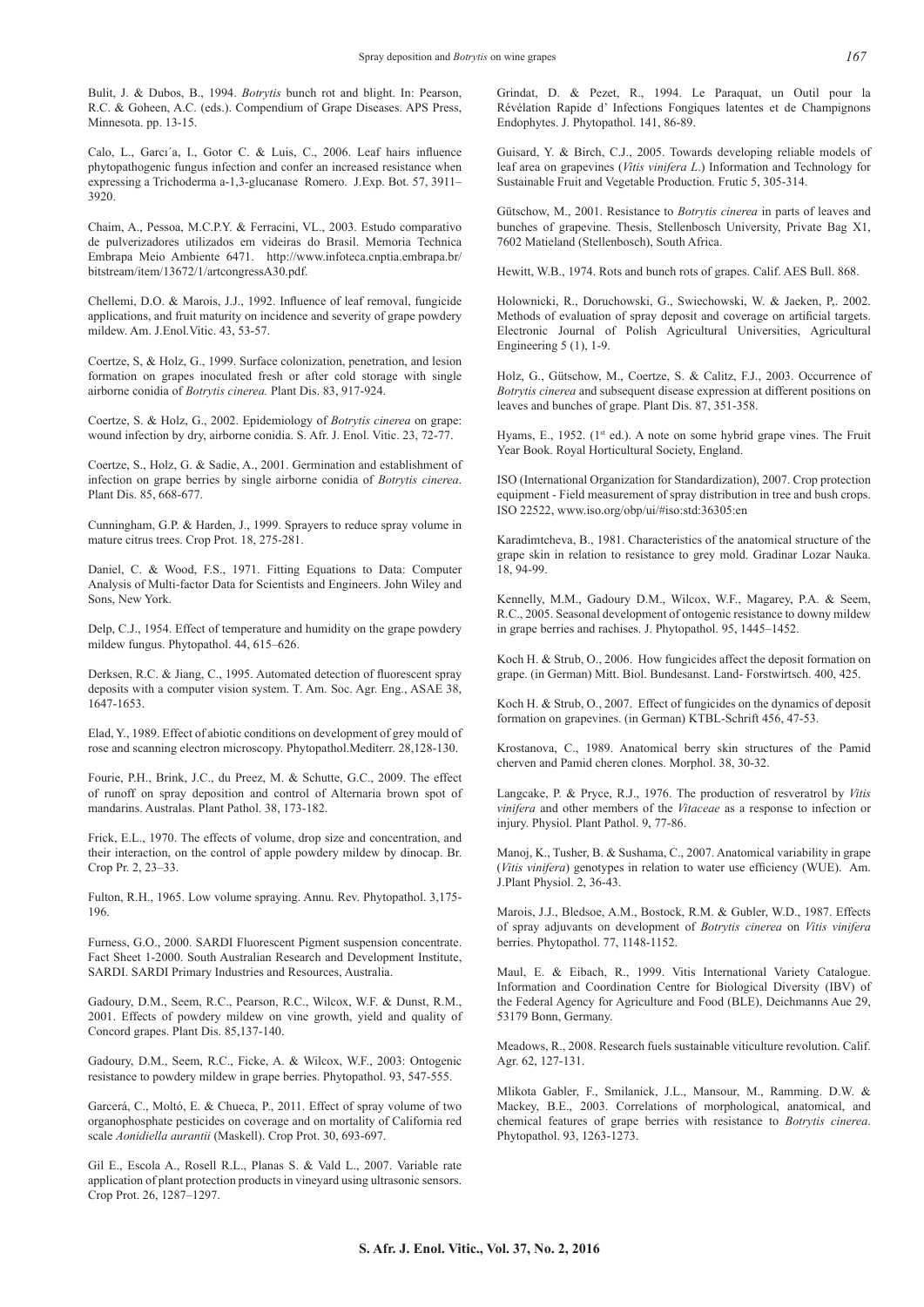Bulit, J. & Dubos, B., 1994. *Botrytis* bunch rot and blight. In: Pearson, R.C. & Goheen, A.C. (eds.). Compendium of Grape Diseases. APS Press, Minnesota. pp. 13-15.

Calo, L., Garcı´a, I., Gotor C. & Luis, C., 2006. Leaf hairs influence phytopathogenic fungus infection and confer an increased resistance when expressing a Trichoderma a-1,3-glucanase Romero. J.Exp. Bot. 57, 3911–3920.

Chaim, A., Pessoa, M.C.P.Y. & Ferracini, VL., 2003. Estudo comparativo de pulverizadores utilizados em videiras do Brasil. Memoria Technica Embrapa Meio Ambiente 6471. http://www.infoteca.cnptia.embrapa.br/bitstream/item/13672/1/artcongressA30.pdf.

Chellemi, D.O. & Marois, J.J., 1992. Influence of leaf removal, fungicide applications, and fruit maturity on incidence and severity of grape powdery mildew. Am. J.Enol.Vitic. 43, 53-57.

Coertze, S, & Holz, G., 1999. Surface colonization, penetration, and lesion formation on grapes inoculated fresh or after cold storage with single airborne conidia of *Botrytis cinerea.* Plant Dis. 83, 917-924.

Coertze, S. & Holz, G., 2002. Epidemiology of *Botrytis cinerea* on grape: wound infection by dry, airborne conidia. S. Afr. J. Enol. Vitic. 23, 72-77.

Coertze, S., Holz, G. & Sadie, A., 2001. Germination and establishment of infection on grape berries by single airborne conidia of *Botrytis cinerea*. Plant Dis. 85, 668-677.

Cunningham, G.P. & Harden, J., 1999. Sprayers to reduce spray volume in mature citrus trees. Crop Prot. 18, 275-281.

Daniel, C. & Wood, F.S., 1971. Fitting Equations to Data: Computer Analysis of Multi-factor Data for Scientists and Engineers. John Wiley and Sons, New York.

Delp, C.J., 1954. Effect of temperature and humidity on the grape powdery mildew fungus. Phytopathol. 44, 615–626.

Derksen, R.C. & Jiang, C., 1995. Automated detection of fluorescent spray deposits with a computer vision system. T. Am. Soc. Agr. Eng., ASAE 38, 1647-1653.

Elad, Y., 1989. Effect of abiotic conditions on development of grey mould of rose and scanning electron microscopy. Phytopathol.Mediterr. 28,128-130.

Fourie, P.H., Brink, J.C., du Preez, M. & Schutte, G.C., 2009. The effect of runoff on spray deposition and control of Alternaria brown spot of mandarins. Australas. Plant Pathol. 38, 173-182.

Frick, E.L., 1970. The effects of volume, drop size and concentration, and their interaction, on the control of apple powdery mildew by dinocap. Br. Crop Pr. 2, 23–33.

Fulton, R.H., 1965. Low volume spraying. Annu. Rev. Phytopathol. 3,175-196.

Furness, G.O., 2000. SARDI Fluorescent Pigment suspension concentrate. Fact Sheet 1-2000. South Australian Research and Development Institute, SARDI. SARDI Primary Industries and Resources, Australia.

Gadoury, D.M., Seem, R.C., Pearson, R.C., Wilcox, W.F. & Dunst, R.M., 2001. Effects of powdery mildew on vine growth, yield and quality of Concord grapes. Plant Dis. 85,137-140.

Gadoury, D.M., Seem, R.C., Ficke, A. & Wilcox, W.F., 2003: Ontogenic resistance to powdery mildew in grape berries. Phytopathol. 93, 547-555.

Garcerá, C., Moltó, E. & Chueca, P., 2011. Effect of spray volume of two organophosphate pesticides on coverage and on mortality of California red scale *Aonidiella aurantii* (Maskell). Crop Prot. 30, 693-697.

Gil E., Escola A., Rosell R.L., Planas S. & Vald L., 2007. Variable rate application of plant protection products in vineyard using ultrasonic sensors. Crop Prot. 26, 1287–1297.

Grindat, D. & Pezet, R., 1994. Le Paraquat, un Outil pour la Révélation Rapide d' Infections Fongiques latentes et de Champignons Endophytes. J. Phytopathol. 141, 86-89.

Guisard, Y. & Birch, C.J., 2005. Towards developing reliable models of leaf area on grapevines (*Vitis vinifera L.*) Information and Technology for Sustainable Fruit and Vegetable Production. Frutic 5, 305-314.

Gütschow, M., 2001. Resistance to *Botrytis cinerea* in parts of leaves and bunches of grapevine. Thesis, Stellenbosch University, Private Bag X1, 7602 Matieland (Stellenbosch), South Africa.

Hewitt, W.B., 1974. Rots and bunch rots of grapes. Calif. AES Bull. 868.

Holownicki, R., Doruchowski, G., Swiechowski, W. & Jaeken, P,. 2002. Methods of evaluation of spray deposit and coverage on artificial targets. Electronic Journal of Polish Agricultural Universities, Agricultural Engineering 5 (1), 1-9.

Holz, G., Gütschow, M., Coertze, S. & Calitz, F.J., 2003. Occurrence of *Botrytis cinerea* and subsequent disease expression at different positions on leaves and bunches of grape. Plant Dis. 87, 351-358.

Hyams, E., 1952. (1st ed.). A note on some hybrid grape vines. The Fruit Year Book. Royal Horticultural Society, England.

ISO (International Organization for Standardization), 2007. Crop protection equipment - Field measurement of spray distribution in tree and bush crops. ISO 22522, www.iso.org/obp/ui/#iso:std:36305:en

Karadimtcheva, B., 1981. Characteristics of the anatomical structure of the grape skin in relation to resistance to grey mold. Gradinar Lozar Nauka. 18, 94-99.

Kennelly, M.M., Gadoury D.M., Wilcox, W.F., Magarey, P.A. & Seem, R.C., 2005. Seasonal development of ontogenic resistance to downy mildew in grape berries and rachises. J. Phytopathol. 95, 1445–1452.

Koch H. & Strub, O., 2006. How fungicides affect the deposit formation on grape. (in German) Mitt. Biol. Bundesanst. Land- Forstwirtsch. 400, 425.

Koch H. & Strub, O., 2007. Effect of fungicides on the dynamics of deposit formation on grapevines. (in German) KTBL-Schrift 456, 47-53.

Krostanova, C., 1989. Anatomical berry skin structures of the Pamid cherven and Pamid cheren clones. Morphol. 38, 30-32.

Langcake, P. & Pryce, R.J., 1976. The production of resveratrol by *Vitis vinifera* and other members of the *Vitaceae* as a response to infection or injury. Physiol. Plant Pathol. 9, 77-86.

Manoj, K., Tusher, B. & Sushama, C., 2007. Anatomical variability in grape (*Vitis vinifera*) genotypes in relation to water use efficiency (WUE). Am. J.Plant Physiol. 2, 36-43.

Marois, J.J., Bledsoe, A.M., Bostock, R.M. & Gubler, W.D., 1987. Effects of spray adjuvants on development of *Botrytis cinerea* on *Vitis vinifera* berries. Phytopathol. 77, 1148-1152.

Maul, E. & Eibach, R., 1999. Vitis International Variety Catalogue. Information and Coordination Centre for Biological Diversity (IBV) of the Federal Agency for Agriculture and Food (BLE), Deichmanns Aue 29, 53179 Bonn, Germany.

Meadows, R., 2008. Research fuels sustainable viticulture revolution. Calif. Agr. 62, 127-131.

Mlikota Gabler, F., Smilanick, J.L., Mansour, M., Ramming. D.W. & Mackey, B.E., 2003. Correlations of morphological, anatomical, and chemical features of grape berries with resistance to *Botrytis cinerea*. Phytopathol. 93, 1263-1273.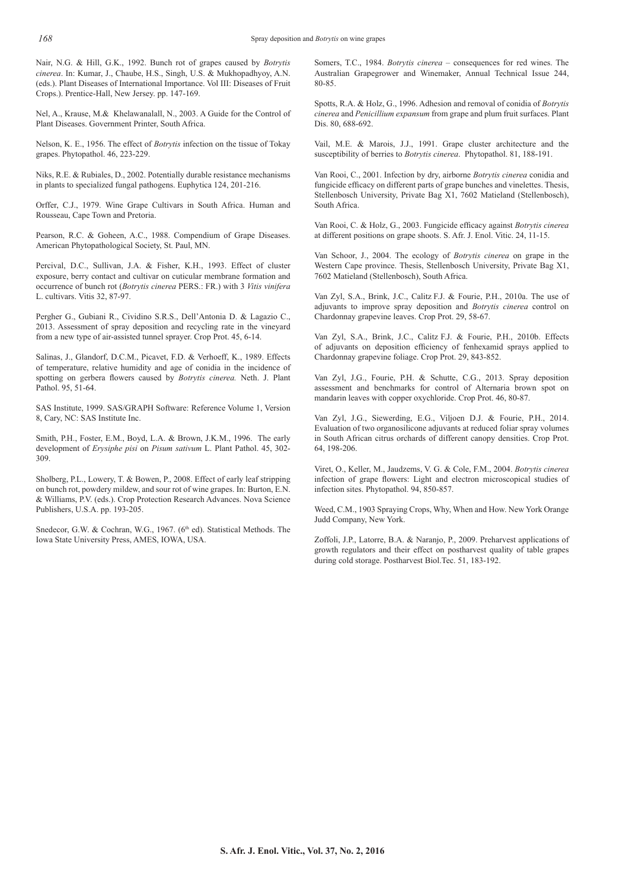Nair, N.G. & Hill, G.K., 1992. Bunch rot of grapes caused by *Botrytis cinerea*. In: Kumar, J., Chaube, H.S., Singh, U.S. & Mukhopadhyoy, A.N. (eds.). Plant Diseases of International Importance. Vol III: Diseases of Fruit Crops.). Prentice-Hall, New Jersey. pp. 147-169.

Nel, A., Krause, M.& Khelawanalall, N., 2003. A Guide for the Control of Plant Diseases. Government Printer, South Africa.

Nelson, K. E., 1956. The effect of *Botrytis* infection on the tissue of Tokay grapes. Phytopathol. 46, 223-229.

Niks, R.E. & Rubiales, D., 2002. Potentially durable resistance mechanisms in plants to specialized fungal pathogens. Euphytica 124, 201-216.

Orffer, C.J., 1979. Wine Grape Cultivars in South Africa. Human and Rousseau, Cape Town and Pretoria.

Pearson, R.C. & Goheen, A.C., 1988. Compendium of Grape Diseases. American Phytopathological Society, St. Paul, MN.

Percival, D.C., Sullivan, J.A. & Fisher, K.H., 1993. Effect of cluster exposure, berry contact and cultivar on cuticular membrane formation and occurrence of bunch rot (*Botrytis cinerea* PERS.: FR.) with 3 *Vitis vinifera* L. cultivars. Vitis 32, 87-97.

Pergher G., Gubiani R., Cividino S.R.S., Dell'Antonia D. & Lagazio C., 2013. Assessment of spray deposition and recycling rate in the vineyard from a new type of air-assisted tunnel sprayer. Crop Prot. 45, 6-14.

Salinas, J., Glandorf, D.C.M., Picavet, F.D. & Verhoeff, K., 1989. Effects of temperature, relative humidity and age of conidia in the incidence of spotting on gerbera flowers caused by *Botrytis cinerea.* Neth. J. Plant Pathol. 95, 51-64.

SAS Institute, 1999. SAS/GRAPH Software: Reference Volume 1, Version 8, Cary, NC: SAS Institute Inc.

Smith, P.H., Foster, E.M., Boyd, L.A. & Brown, J.K.M., 1996. The early development of *Erysiphe pisi* on *Pisum sativum* L. Plant Pathol. 45, 302-309.

Sholberg, P.L., Lowery, T. & Bowen, P., 2008. Effect of early leaf stripping on bunch rot, powdery mildew, and sour rot of wine grapes. In: Burton, E.N. & Williams, P.V. (eds.). Crop Protection Research Advances. Nova Science Publishers, U.S.A. pp. 193-205.

Snedecor, G.W. & Cochran, W.G., 1967. (6th ed). Statistical Methods. The Iowa State University Press, AMES, IOWA, USA.

Somers, T.C., 1984. *Botrytis cinerea* – consequences for red wines. The Australian Grapegrower and Winemaker, Annual Technical Issue 244, 80-85.

Spotts, R.A. & Holz, G., 1996. Adhesion and removal of conidia of *Botrytis cinerea* and *Penicillium expansum* from grape and plum fruit surfaces. Plant Dis. 80, 688-692.

Vail, M.E. & Marois, J.J., 1991. Grape cluster architecture and the susceptibility of berries to *Botrytis cinerea*. Phytopathol. 81, 188-191.

Van Rooi, C., 2001. Infection by dry, airborne *Botrytis cinerea* conidia and fungicide efficacy on different parts of grape bunches and vinelettes. Thesis, Stellenbosch University, Private Bag X1, 7602 Matieland (Stellenbosch), South Africa.

Van Rooi, C. & Holz, G., 2003. Fungicide efficacy against *Botrytis cinerea* at different positions on grape shoots. S. Afr. J. Enol. Vitic. 24, 11-15.

Van Schoor, J., 2004. The ecology of *Botrytis cinerea* on grape in the Western Cape province. Thesis, Stellenbosch University, Private Bag X1, 7602 Matieland (Stellenbosch), South Africa.

Van Zyl, S.A., Brink, J.C., Calitz F.J. & Fourie, P.H., 2010a. The use of adjuvants to improve spray deposition and *Botrytis cinerea* control on Chardonnay grapevine leaves. Crop Prot. 29, 58-67.

Van Zyl, S.A., Brink, J.C., Calitz F.J. & Fourie, P.H., 2010b. Effects of adjuvants on deposition efficiency of fenhexamid sprays applied to Chardonnay grapevine foliage. Crop Prot. 29, 843-852.

Van Zyl, J.G., Fourie, P.H. & Schutte, C.G., 2013. Spray deposition assessment and benchmarks for control of Alternaria brown spot on mandarin leaves with copper oxychloride. Crop Prot. 46, 80-87.

Van Zyl, J.G., Siewerding, E.G., Viljoen D.J. & Fourie, P.H., 2014. Evaluation of two organosilicone adjuvants at reduced foliar spray volumes in South African citrus orchards of different canopy densities. Crop Prot. 64, 198-206.

Viret, O., Keller, M., Jaudzems, V. G. & Cole, F.M., 2004. *Botrytis cinerea* infection of grape flowers: Light and electron microscopical studies of infection sites. Phytopathol. 94, 850-857.

Weed, C.M., 1903 Spraying Crops, Why, When and How. New York Orange Judd Company, New York.

Zoffoli, J.P., Latorre, B.A. & Naranjo, P., 2009. Preharvest applications of growth regulators and their effect on postharvest quality of table grapes during cold storage. Postharvest Biol.Tec. 51, 183-192.